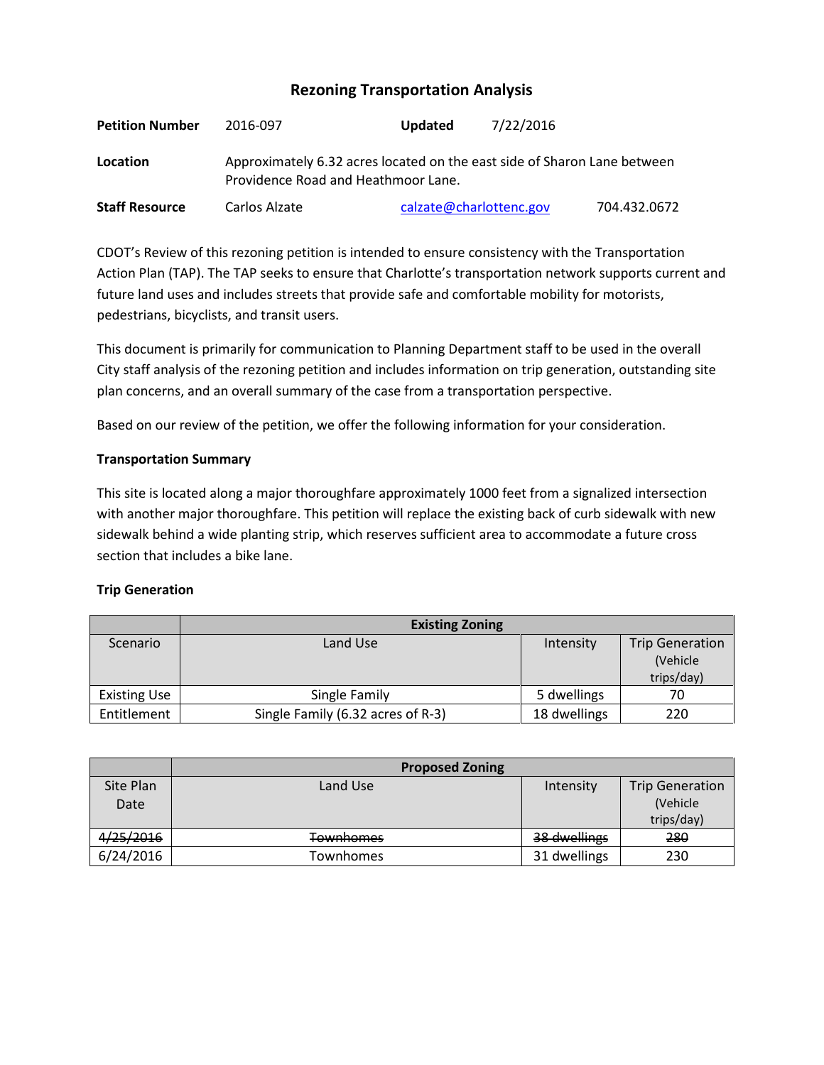## Rezoning Transportation Analysis

**Petition Number** 2016-097 **Updated** 7/22/2016

**Location** Approximately 6.32 acres located on the east side of Sharon Lane between Providence Road and Heathmoor Lane.

**Staff Resource** Carlos Alzate calzate@charlottenc.gov 704.432.0672

CDOT's Review of this rezoning petition is intended to ensure consistency with the Transportation Action Plan (TAP). The TAP seeks to ensure that Charlotte's transportation network supports current and future land uses and includes streets that provide safe and comfortable mobility for motorists, pedestrians, bicyclists, and transit users.

This document is primarily for communication to Planning Department staff to be used in the overall City staff analysis of the rezoning petition and includes information on trip generation, outstanding site plan concerns, and an overall summary of the case from a transportation perspective.

Based on our review of the petition, we offer the following information for your consideration.

**Transportation Summary**

This site is located along a major thoroughfare approximately 1000 feet from a signalized intersection with another major thoroughfare. This petition will replace the existing back of curb sidewalk with new sidewalk behind a wide planting strip, which reserves sufficient area to accommodate a future cross section that includes a bike lane.

**Trip Generation**

| | Existing Zoning | | |
|---|---|---|---|
| Scenario | Land Use | Intensity | Trip Generation (Vehicle trips/day) |
| Existing Use | Single Family | 5 dwellings | 70 |
| Entitlement | Single Family (6.32 acres of R-3) | 18 dwellings | 220 |

| | Proposed Zoning | | |
|---|---|---|---|
| Site Plan Date | Land Use | Intensity | Trip Generation (Vehicle trips/day) |
| ~~4/25/2016~~ | ~~Townhomes~~ | ~~38 dwellings~~ | ~~280~~ |
| 6/24/2016 | Townhomes | 31 dwellings | 230 |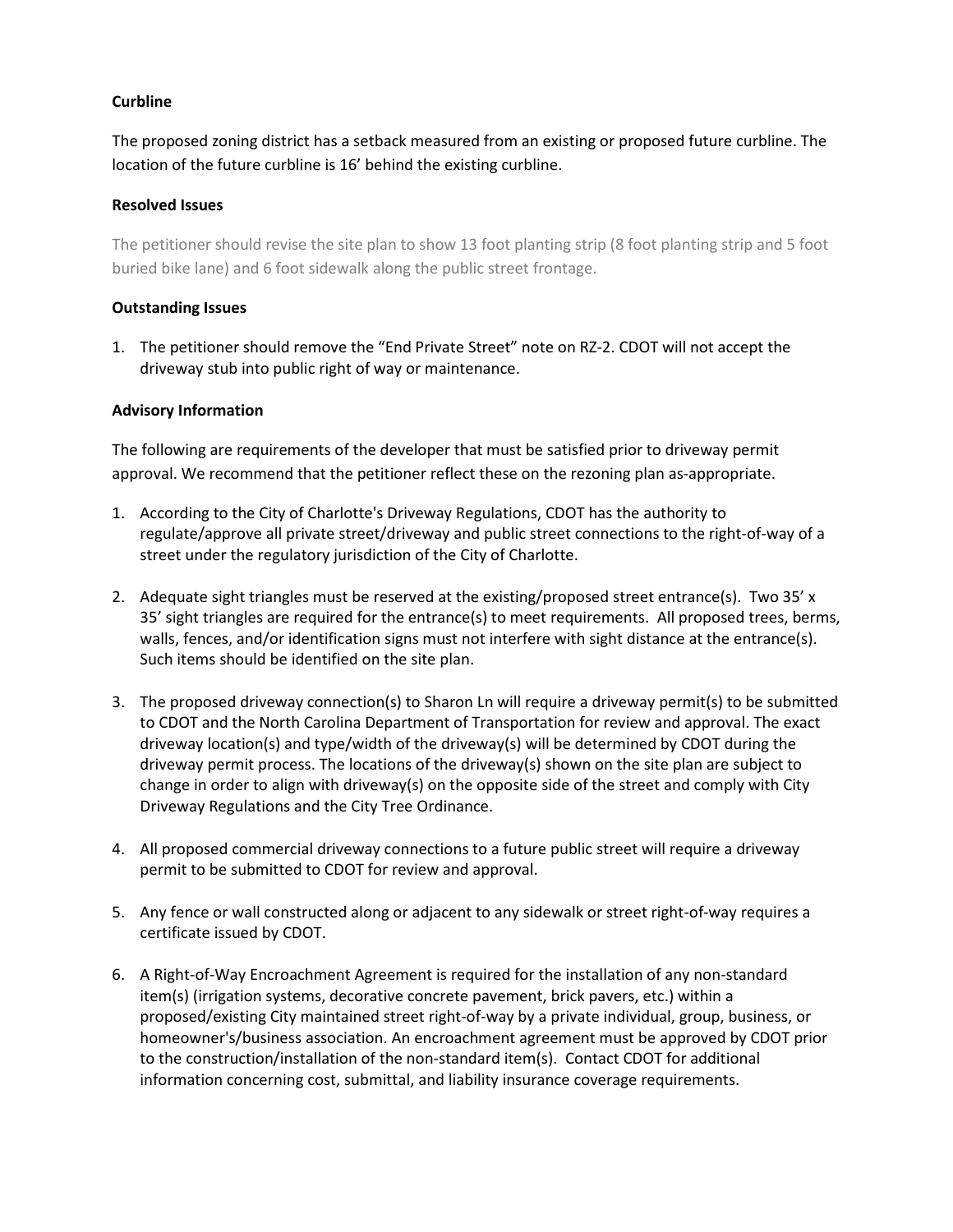**Curbline**

The proposed zoning district has a setback measured from an existing or proposed future curbline. The location of the future curbline is 16' behind the existing curbline.

**Resolved Issues**

The petitioner should revise the site plan to show 13 foot planting strip (8 foot planting strip and 5 foot buried bike lane) and 6 foot sidewalk along the public street frontage.

**Outstanding Issues**

1. The petitioner should remove the "End Private Street" note on RZ-2. CDOT will not accept the driveway stub into public right of way or maintenance.

**Advisory Information**

The following are requirements of the developer that must be satisfied prior to driveway permit approval. We recommend that the petitioner reflect these on the rezoning plan as-appropriate.

1. According to the City of Charlotte's Driveway Regulations, CDOT has the authority to regulate/approve all private street/driveway and public street connections to the right-of-way of a street under the regulatory jurisdiction of the City of Charlotte.

2. Adequate sight triangles must be reserved at the existing/proposed street entrance(s). Two 35' x 35' sight triangles are required for the entrance(s) to meet requirements. All proposed trees, berms, walls, fences, and/or identification signs must not interfere with sight distance at the entrance(s). Such items should be identified on the site plan.

3. The proposed driveway connection(s) to Sharon Ln will require a driveway permit(s) to be submitted to CDOT and the North Carolina Department of Transportation for review and approval. The exact driveway location(s) and type/width of the driveway(s) will be determined by CDOT during the driveway permit process. The locations of the driveway(s) shown on the site plan are subject to change in order to align with driveway(s) on the opposite side of the street and comply with City Driveway Regulations and the City Tree Ordinance.

4. All proposed commercial driveway connections to a future public street will require a driveway permit to be submitted to CDOT for review and approval.

5. Any fence or wall constructed along or adjacent to any sidewalk or street right-of-way requires a certificate issued by CDOT.

6. A Right-of-Way Encroachment Agreement is required for the installation of any non-standard item(s) (irrigation systems, decorative concrete pavement, brick pavers, etc.) within a proposed/existing City maintained street right-of-way by a private individual, group, business, or homeowner's/business association. An encroachment agreement must be approved by CDOT prior to the construction/installation of the non-standard item(s). Contact CDOT for additional information concerning cost, submittal, and liability insurance coverage requirements.